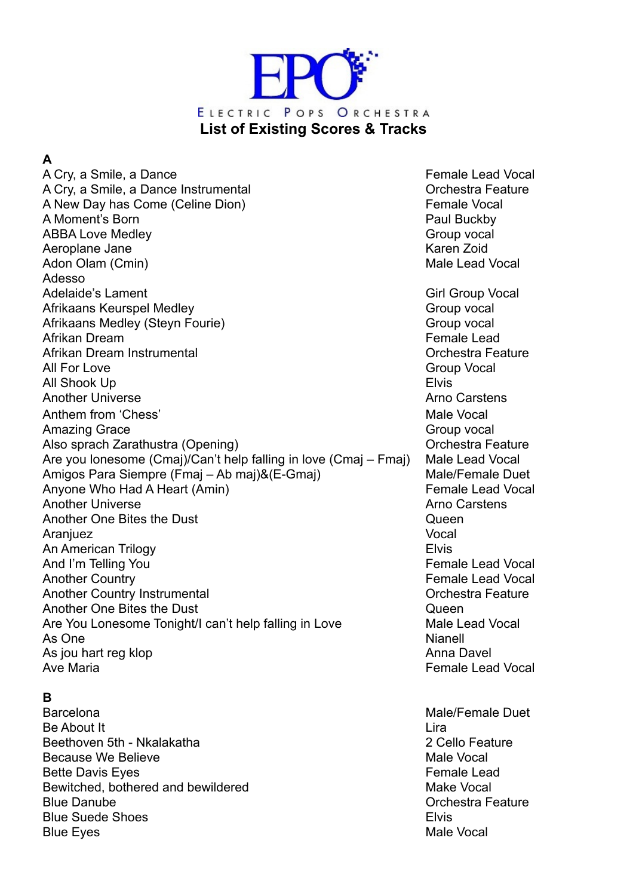# EPO

ELECTRIC POPS ORCHESTRA

## List of Existing Scores & Tracks

### A

| | |
|---|---|
| A Cry, a Smile, a Dance | Female Lead Vocal |
| A Cry, a Smile, a Dance Instrumental | Orchestra Feature |
| A New Day has Come (Celine Dion) | Female Vocal |
| A Moment's Born | Paul Buckby |
| ABBA Love Medley | Group vocal |
| Aeroplane Jane | Karen Zoid |
| Adon Olam (Cmin) | Male Lead Vocal |
| Adesso | |
| Adelaide's Lament | Girl Group Vocal |
| Afrikaans Keurspel Medley | Group vocal |
| Afrikaans Medley (Steyn Fourie) | Group vocal |
| Afrikan Dream | Female Lead |
| Afrikan Dream Instrumental | Orchestra Feature |
| All For Love | Group Vocal |
| All Shook Up | Elvis |
| Another Universe | Arno Carstens |
| Anthem from 'Chess' | Male Vocal |
| Amazing Grace | Group vocal |
| Also sprach Zarathustra (Opening) | Orchestra Feature |
| Are you lonesome (Cmaj)/Can't help falling in love (Cmaj – Fmaj) | Male Lead Vocal |
| Amigos Para Siempre (Fmaj – Ab maj)&(E-Gmaj) | Male/Female Duet |
| Anyone Who Had A Heart (Amin) | Female Lead Vocal |
| Another Universe | Arno Carstens |
| Another One Bites the Dust | Queen |
| Aranjuez | Vocal |
| An American Trilogy | Elvis |
| And I'm Telling You | Female Lead Vocal |
| Another Country | Female Lead Vocal |
| Another Country Instrumental | Orchestra Feature |
| Another One Bites the Dust | Queen |
| Are You Lonesome Tonight/I can't help falling in Love | Male Lead Vocal |
| As One | Nianell |
| As jou hart reg klop | Anna Davel |
| Ave Maria | Female Lead Vocal |

### B

| | |
|---|---|
| Barcelona | Male/Female Duet |
| Be About It | Lira |
| Beethoven 5th - Nkalakatha | 2 Cello Feature |
| Because We Believe | Male Vocal |
| Bette Davis Eyes | Female Lead |
| Bewitched, bothered and bewildered | Make Vocal |
| Blue Danube | Orchestra Feature |
| Blue Suede Shoes | Elvis |
| Blue Eyes | Male Vocal |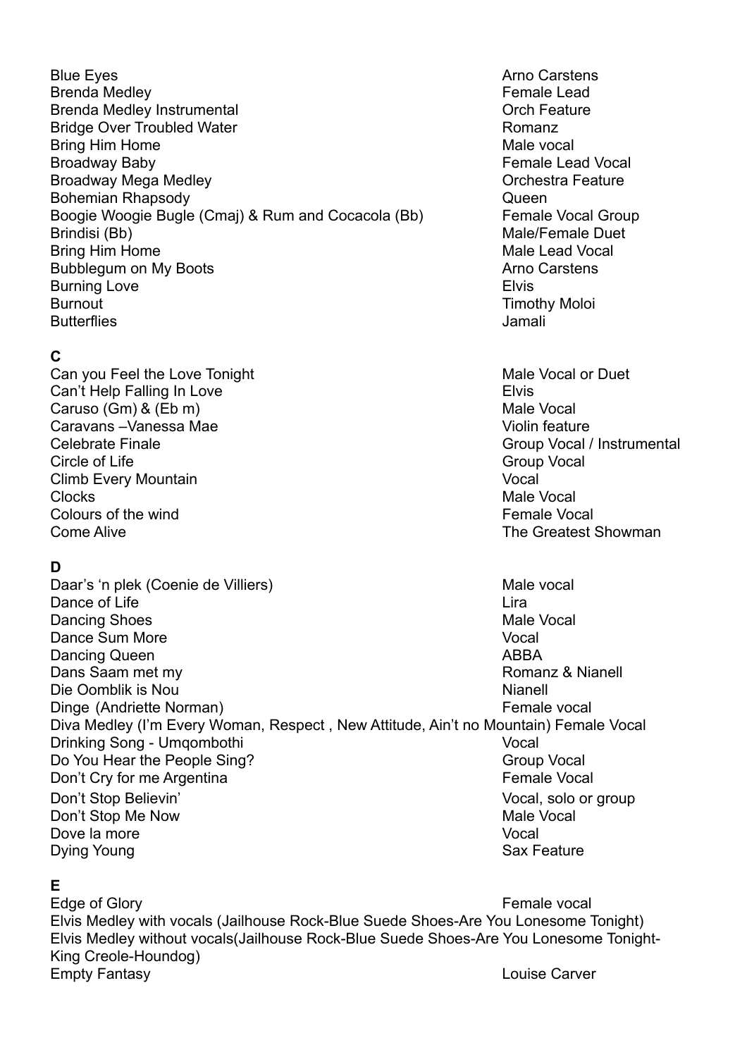| | |
|---|---|
| Blue Eyes | Arno Carstens |
| Brenda Medley | Female Lead |
| Brenda Medley Instrumental | Orch Feature |
| Bridge Over Troubled Water | Romanz |
| Bring Him Home | Male vocal |
| Broadway Baby | Female Lead Vocal |
| Broadway Mega Medley | Orchestra Feature |
| Bohemian Rhapsody | Queen |
| Boogie Woogie Bugle (Cmaj) & Rum and Cocacola (Bb) | Female Vocal Group |
| Brindisi (Bb) | Male/Female Duet |
| Bring Him Home | Male Lead Vocal |
| Bubblegum on My Boots | Arno Carstens |
| Burning Love | Elvis |
| Burnout | Timothy Moloi |
| Butterflies | Jamali |

**C**

| | |
|---|---|
| Can you Feel the Love Tonight | Male Vocal or Duet |
| Can't Help Falling In Love | Elvis |
| Caruso (Gm) & (Eb m) | Male Vocal |
| Caravans –Vanessa Mae | Violin feature |
| Celebrate Finale | Group Vocal / Instrumental |
| Circle of Life | Group Vocal |
| Climb Every Mountain | Vocal |
| Clocks | Male Vocal |
| Colours of the wind | Female Vocal |
| Come Alive | The Greatest Showman |

**D**

| | |
|---|---|
| Daar's 'n plek (Coenie de Villiers) | Male vocal |
| Dance of Life | Lira |
| Dancing Shoes | Male Vocal |
| Dance Sum More | Vocal |
| Dancing Queen | ABBA |
| Dans Saam met my | Romanz & Nianell |
| Die Oomblik is Nou | Nianell |
| Dinge (Andriette Norman) | Female vocal |
| Diva Medley (I'm Every Woman, Respect , New Attitude, Ain't no Mountain) | Female Vocal |
| Drinking Song - Umqombothi | Vocal |
| Do You Hear the People Sing? | Group Vocal |
| Don't Cry for me Argentina | Female Vocal |
| Don't Stop Believin' | Vocal, solo or group |
| Don't Stop Me Now | Male Vocal |
| Dove la more | Vocal |
| Dying Young | Sax Feature |

**E**

| | |
|---|---|
| Edge of Glory | Female vocal |
| Elvis Medley with vocals (Jailhouse Rock-Blue Suede Shoes-Are You Lonesome Tonight) | |
| Elvis Medley without vocals(Jailhouse Rock-Blue Suede Shoes-Are You Lonesome Tonight-King Creole-Houndog) | |
| Empty Fantasy | Louise Carver |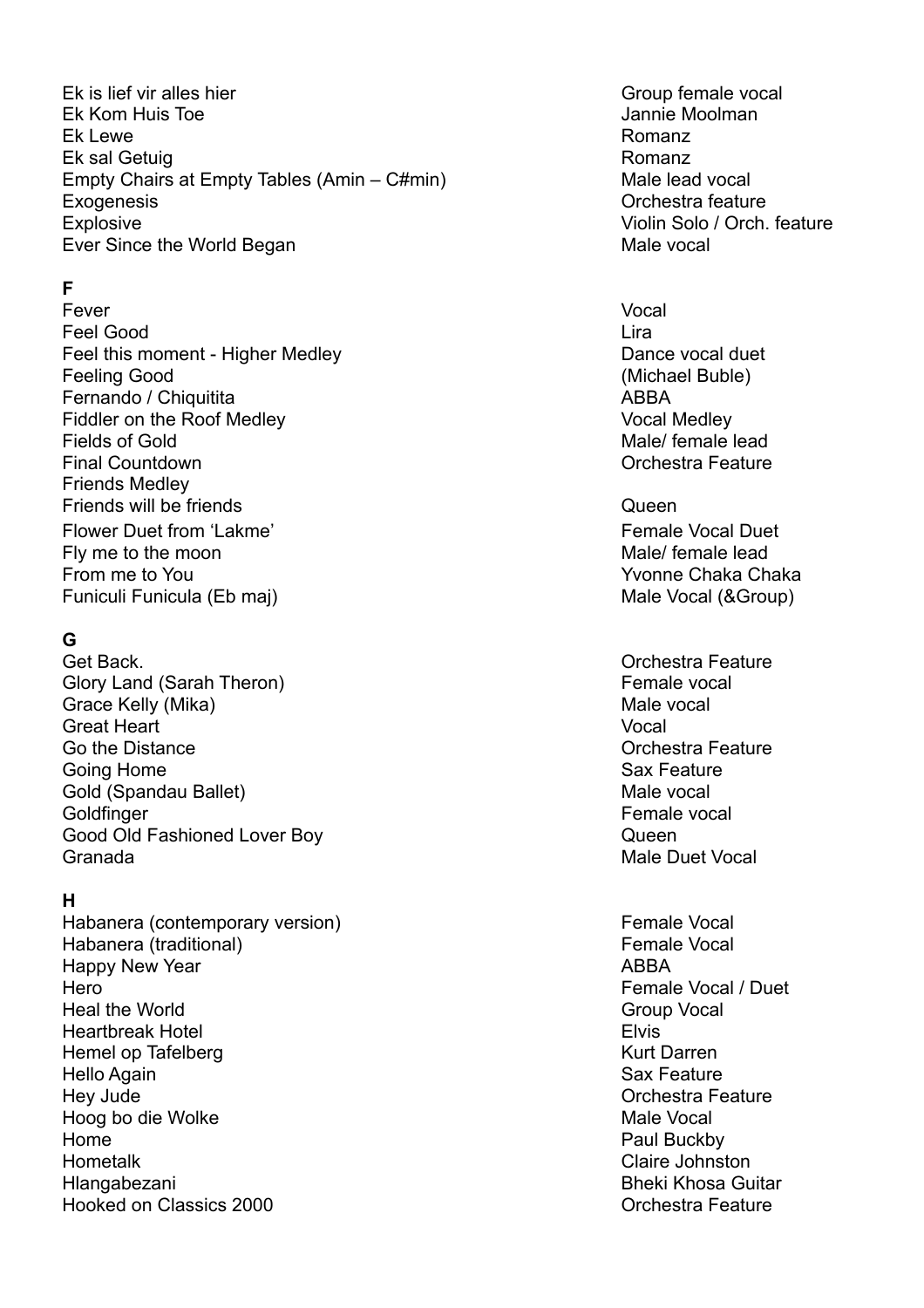| | |
|---|---|
| Ek is lief vir alles hier | Group female vocal |
| Ek Kom Huis Toe | Jannie Moolman |
| Ek Lewe | Romanz |
| Ek sal Getuig | Romanz |
| Empty Chairs at Empty Tables (Amin – C#min) | Male lead vocal |
| Exogenesis | Orchestra feature |
| Explosive | Violin Solo / Orch. feature |
| Ever Since the World Began | Male vocal |

**F**

| | |
|---|---|
| Fever | Vocal |
| Feel Good | Lira |
| Feel this moment - Higher Medley | Dance vocal duet |
| Feeling Good | (Michael Buble) |
| Fernando / Chiquitita | ABBA |
| Fiddler on the Roof Medley | Vocal Medley |
| Fields of Gold | Male/ female lead |
| Final Countdown | Orchestra Feature |
| Friends Medley | |
| Friends will be friends | Queen |
| Flower Duet from 'Lakme' | Female Vocal Duet |
| Fly me to the moon | Male/ female lead |
| From me to You | Yvonne Chaka Chaka |
| Funiculi Funicula (Eb maj) | Male Vocal (&Group) |

**G**

| | |
|---|---|
| Get Back. | Orchestra Feature |
| Glory Land (Sarah Theron) | Female vocal |
| Grace Kelly (Mika) | Male vocal |
| Great Heart | Vocal |
| Go the Distance | Orchestra Feature |
| Going Home | Sax Feature |
| Gold (Spandau Ballet) | Male vocal |
| Goldfinger | Female vocal |
| Good Old Fashioned Lover Boy | Queen |
| Granada | Male Duet Vocal |

**H**

| | |
|---|---|
| Habanera (contemporary version) | Female Vocal |
| Habanera (traditional) | Female Vocal |
| Happy New Year | ABBA |
| Hero | Female Vocal / Duet |
| Heal the World | Group Vocal |
| Heartbreak Hotel | Elvis |
| Hemel op Tafelberg | Kurt Darren |
| Hello Again | Sax Feature |
| Hey Jude | Orchestra Feature |
| Hoog bo die Wolke | Male Vocal |
| Home | Paul Buckby |
| Hometalk | Claire Johnston |
| Hlangabezani | Bheki Khosa Guitar |
| Hooked on Classics 2000 | Orchestra Feature |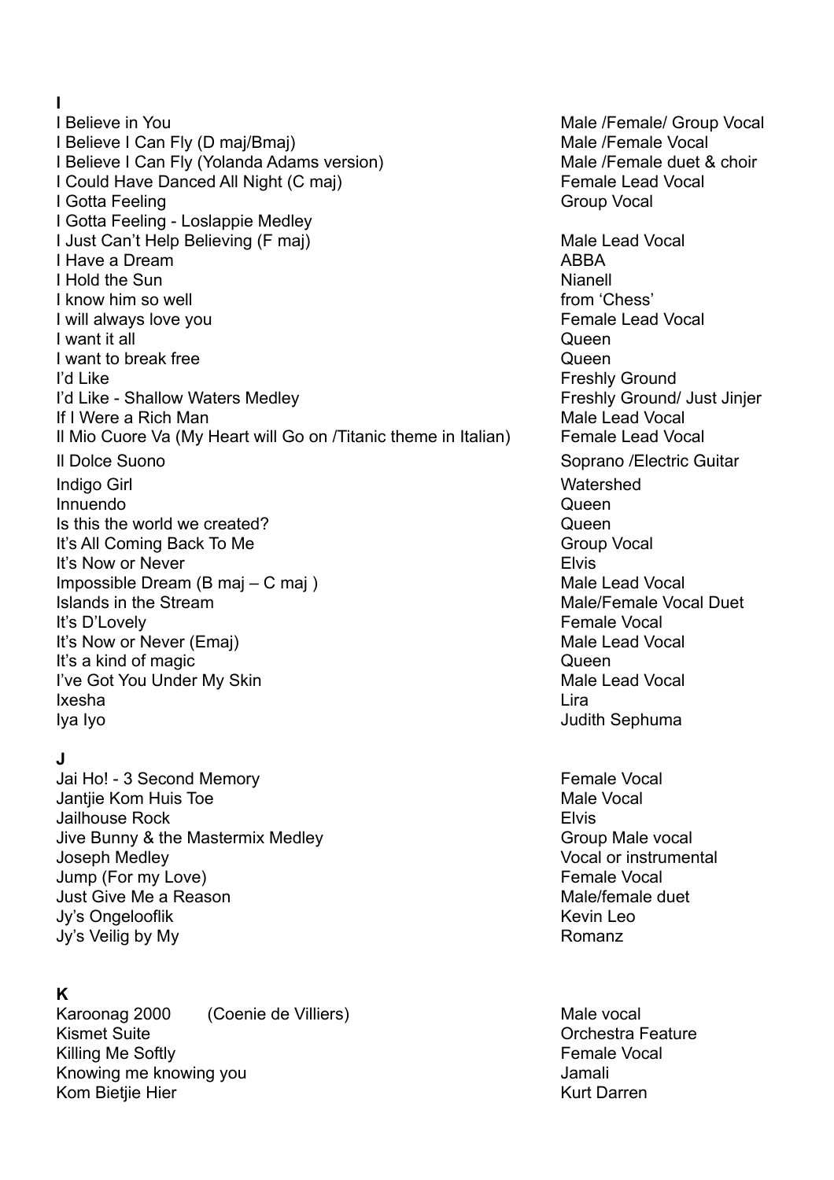## I

| Song | Artist / Vocal |
|---|---|
| I Believe in You | Male /Female/ Group Vocal |
| I Believe I Can Fly (D maj/Bmaj) | Male /Female Vocal |
| I Believe I Can Fly (Yolanda Adams version) | Male /Female duet & choir |
| I Could Have Danced All Night (C maj) | Female Lead Vocal |
| I Gotta Feeling | Group Vocal |
| I Gotta Feeling - Loslappie Medley | |
| I Just Can't Help Believing (F maj) | Male Lead Vocal |
| I Have a Dream | ABBA |
| I Hold the Sun | Nianell |
| I know him so well | from 'Chess' |
| I will always love you | Female Lead Vocal |
| I want it all | Queen |
| I want to break free | Queen |
| I'd Like | Freshly Ground |
| I'd Like - Shallow Waters Medley | Freshly Ground/ Just Jinjer |
| If I Were a Rich Man | Male Lead Vocal |
| Il Mio Cuore Va (My Heart will Go on /Titanic theme in Italian) | Female Lead Vocal |
| Il Dolce Suono | Soprano /Electric Guitar |
| Indigo Girl | Watershed |
| Innuendo | Queen |
| Is this the world we created? | Queen |
| It's All Coming Back To Me | Group Vocal |
| It's Now or Never | Elvis |
| Impossible Dream (B maj – C maj ) | Male Lead Vocal |
| Islands in the Stream | Male/Female Vocal Duet |
| It's D'Lovely | Female Vocal |
| It's Now or Never (Emaj) | Male Lead Vocal |
| It's a kind of magic | Queen |
| I've Got You Under My Skin | Male Lead Vocal |
| Ixesha | Lira |
| Iya Iyo | Judith Sephuma |

## J

| Song | Artist / Vocal |
|---|---|
| Jai Ho! - 3 Second Memory | Female Vocal |
| Jantjie Kom Huis Toe | Male Vocal |
| Jailhouse Rock | Elvis |
| Jive Bunny & the Mastermix Medley | Group Male vocal |
| Joseph Medley | Vocal or instrumental |
| Jump (For my Love) | Female Vocal |
| Just Give Me a Reason | Male/female duet |
| Jy's Ongelooflik | Kevin Leo |
| Jy's Veilig by My | Romanz |

## K

| Song | Artist / Vocal |
|---|---|
| Karoonag 2000 (Coenie de Villiers) | Male vocal |
| Kismet Suite | Orchestra Feature |
| Killing Me Softly | Female Vocal |
| Knowing me knowing you | Jamali |
| Kom Bietjie Hier | Kurt Darren |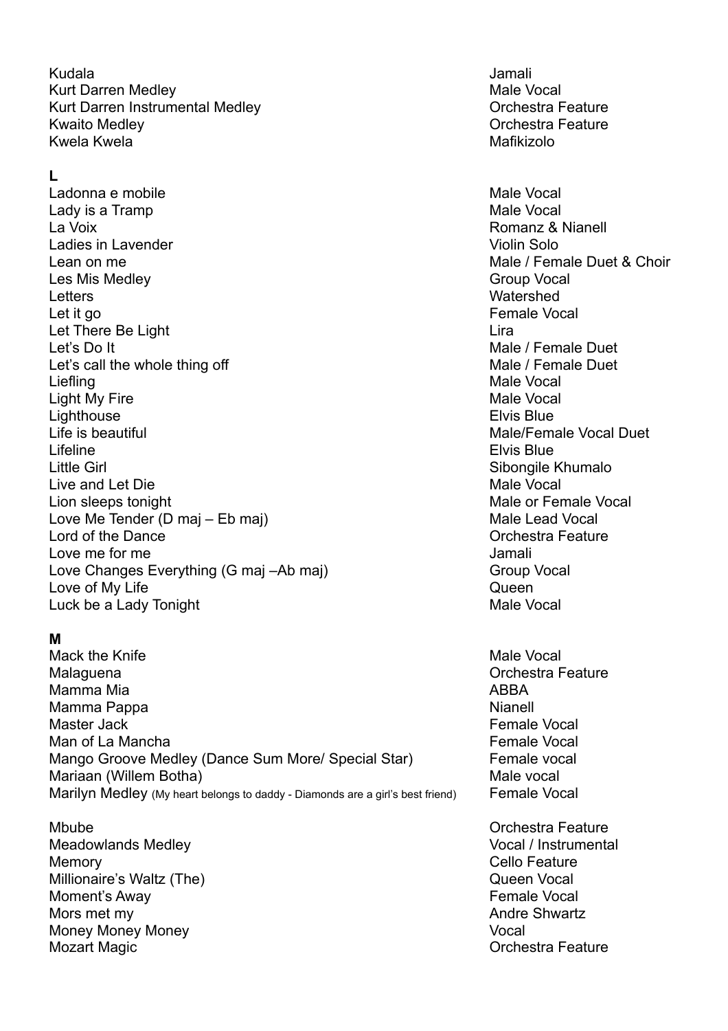| | |
|---|---|
| Kudala | Jamali |
| Kurt Darren Medley | Male Vocal |
| Kurt Darren Instrumental Medley | Orchestra Feature |
| Kwaito Medley | Orchestra Feature |
| Kwela Kwela | Mafikizolo |

**L**

| | |
|---|---|
| Ladonna e mobile | Male Vocal |
| Lady is a Tramp | Male Vocal |
| La Voix | Romanz & Nianell |
| Ladies in Lavender | Violin Solo |
| Lean on me | Male / Female Duet & Choir |
| Les Mis Medley | Group Vocal |
| Letters | Watershed |
| Let it go | Female Vocal |
| Let There Be Light | Lira |
| Let's Do It | Male / Female Duet |
| Let's call the whole thing off | Male / Female Duet |
| Liefling | Male Vocal |
| Light My Fire | Male Vocal |
| Lighthouse | Elvis Blue |
| Life is beautiful | Male/Female Vocal Duet |
| Lifeline | Elvis Blue |
| Little Girl | Sibongile Khumalo |
| Live and Let Die | Male Vocal |
| Lion sleeps tonight | Male or Female Vocal |
| Love Me Tender (D maj – Eb maj) | Male Lead Vocal |
| Lord of the Dance | Orchestra Feature |
| Love me for me | Jamali |
| Love Changes Everything (G maj –Ab maj) | Group Vocal |
| Love of My Life | Queen |
| Luck be a Lady Tonight | Male Vocal |

**M**

| | |
|---|---|
| Mack the Knife | Male Vocal |
| Malaguena | Orchestra Feature |
| Mamma Mia | ABBA |
| Mamma Pappa | Nianell |
| Master Jack | Female Vocal |
| Man of La Mancha | Female Vocal |
| Mango Groove Medley (Dance Sum More/ Special Star) | Female vocal |
| Mariaan (Willem Botha) | Male vocal |
| Marilyn Medley (My heart belongs to daddy - Diamonds are a girl's best friend) | Female Vocal |
| Mbube | Orchestra Feature |
| Meadowlands Medley | Vocal / Instrumental |
| Memory | Cello Feature |
| Millionaire's Waltz (The) | Queen Vocal |
| Moment's Away | Female Vocal |
| Mors met my | Andre Shwartz |
| Money Money Money | Vocal |
| Mozart Magic | Orchestra Feature |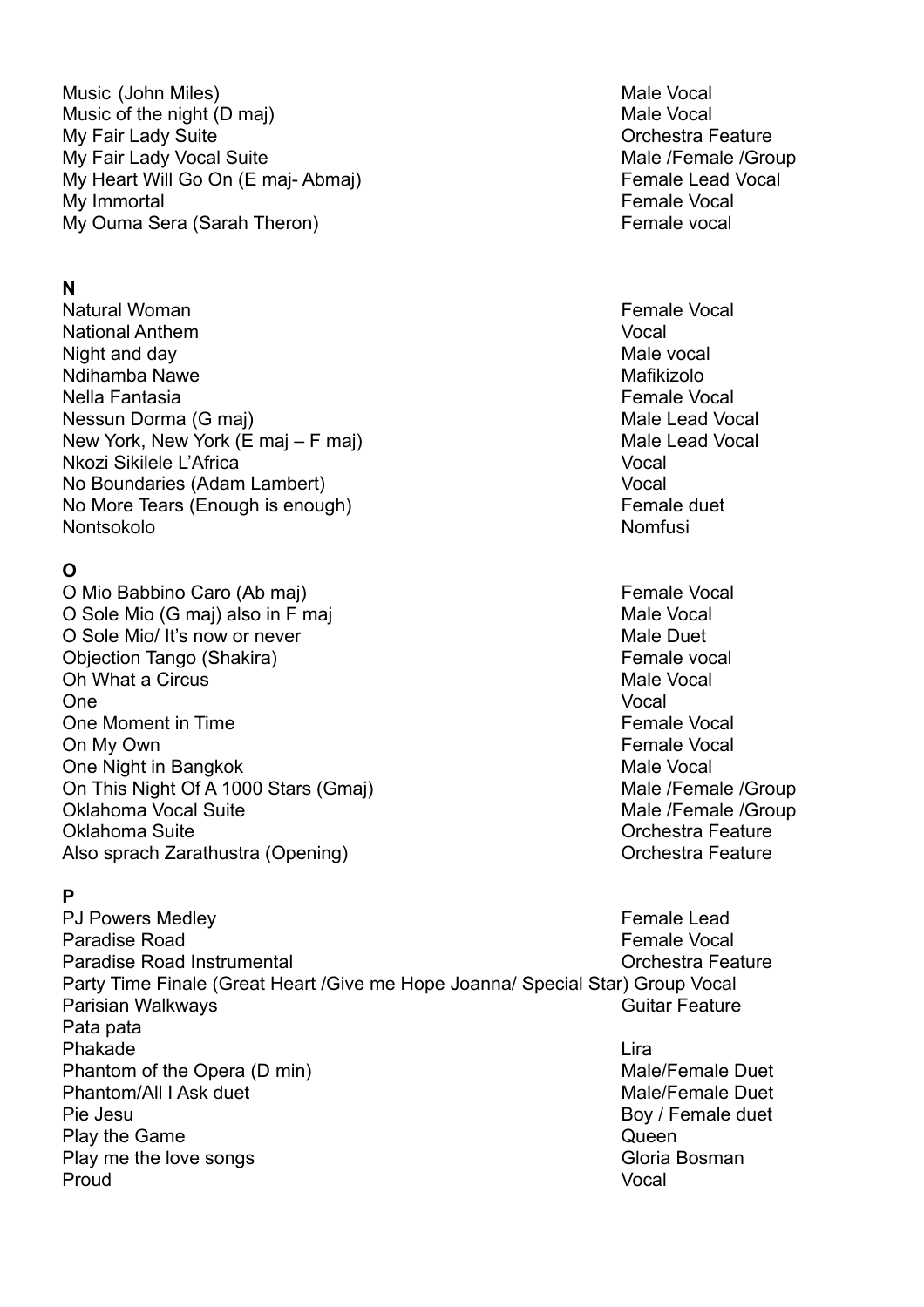| | |
|---|---|
| Music (John Miles) | Male Vocal |
| Music of the night (D maj) | Male Vocal |
| My Fair Lady Suite | Orchestra Feature |
| My Fair Lady Vocal Suite | Male /Female /Group |
| My Heart Will Go On (E maj- Abmaj) | Female Lead Vocal |
| My Immortal | Female Vocal |
| My Ouma Sera (Sarah Theron) | Female vocal |

**N**

| | |
|---|---|
| Natural Woman | Female Vocal |
| National Anthem | Vocal |
| Night and day | Male vocal |
| Ndihamba Nawe | Mafikizolo |
| Nella Fantasia | Female Vocal |
| Nessun Dorma (G maj) | Male Lead Vocal |
| New York, New York (E maj – F maj) | Male Lead Vocal |
| Nkozi Sikilele L'Africa | Vocal |
| No Boundaries (Adam Lambert) | Vocal |
| No More Tears (Enough is enough) | Female duet |
| Nontsokolo | Nomfusi |

**O**

| | |
|---|---|
| O Mio Babbino Caro (Ab maj) | Female Vocal |
| O Sole Mio (G maj) also in F maj | Male Vocal |
| O Sole Mio/ It's now or never | Male Duet |
| Objection Tango (Shakira) | Female vocal |
| Oh What a Circus | Male Vocal |
| One | Vocal |
| One Moment in Time | Female Vocal |
| On My Own | Female Vocal |
| One Night in Bangkok | Male Vocal |
| On This Night Of A 1000 Stars (Gmaj) | Male /Female /Group |
| Oklahoma Vocal Suite | Male /Female /Group |
| Oklahoma Suite | Orchestra Feature |
| Also sprach Zarathustra (Opening) | Orchestra Feature |

**P**

| | |
|---|---|
| PJ Powers Medley | Female Lead |
| Paradise Road | Female Vocal |
| Paradise Road Instrumental | Orchestra Feature |
| Party Time Finale (Great Heart /Give me Hope Joanna/ Special Star) | Group Vocal |
| Parisian Walkways | Guitar Feature |
| Pata pata | |
| Phakade | Lira |
| Phantom of the Opera (D min) | Male/Female Duet |
| Phantom/All I Ask duet | Male/Female Duet |
| Pie Jesu | Boy / Female duet |
| Play the Game | Queen |
| Play me the love songs | Gloria Bosman |
| Proud | Vocal |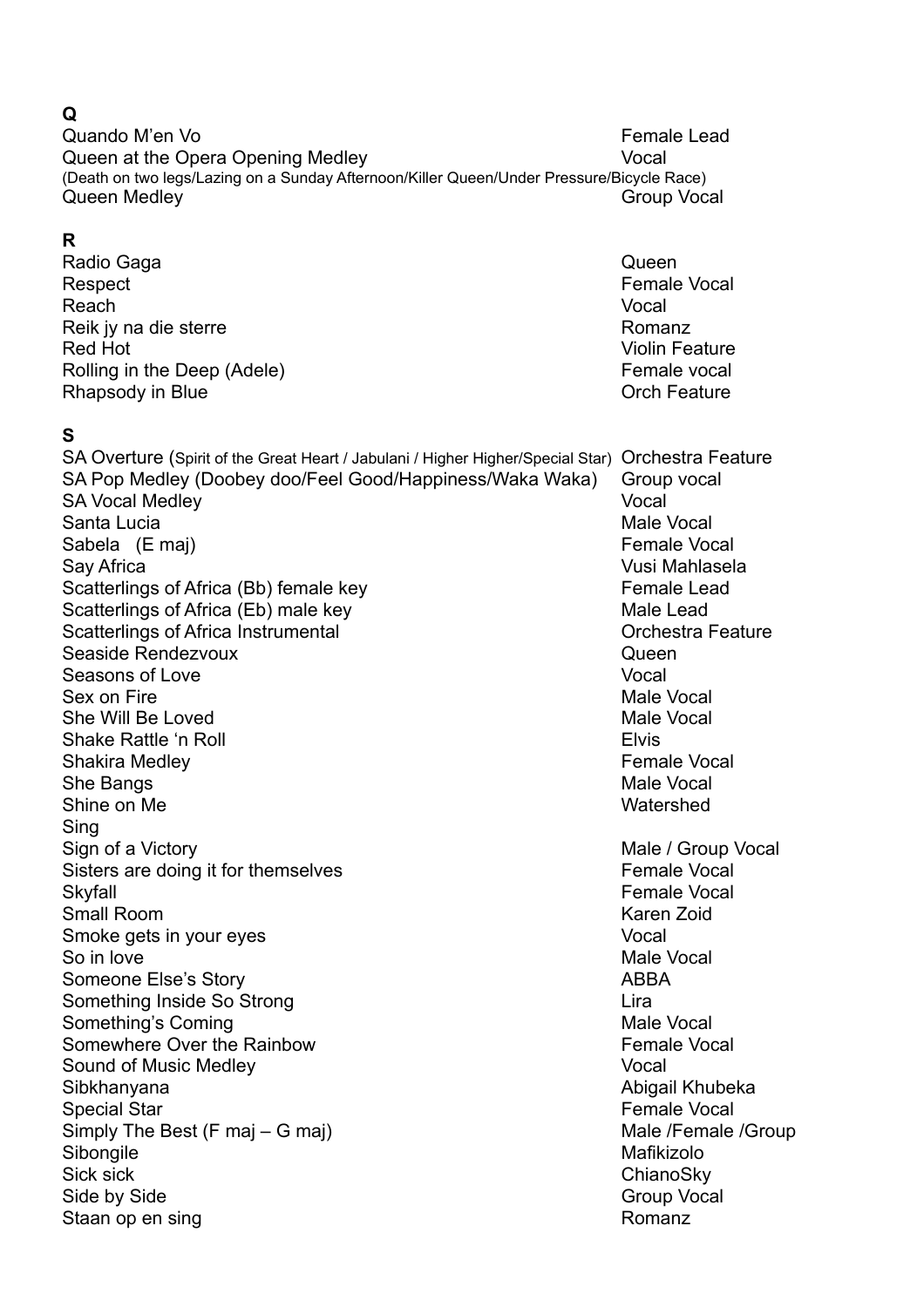## Q

| | |
|---|---|
| Quando M'en Vo | Female Lead |
| Queen at the Opera Opening Medley (Death on two legs/Lazing on a Sunday Afternoon/Killer Queen/Under Pressure/Bicycle Race) | Vocal |
| Queen Medley | Group Vocal |

## R

| | |
|---|---|
| Radio Gaga | Queen |
| Respect | Female Vocal |
| Reach | Vocal |
| Reik jy na die sterre | Romanz |
| Red Hot | Violin Feature |
| Rolling in the Deep (Adele) | Female vocal |
| Rhapsody in Blue | Orch Feature |

## S

| | |
|---|---|
| SA Overture (Spirit of the Great Heart / Jabulani / Higher Higher/Special Star) | Orchestra Feature |
| SA Pop Medley (Doobey doo/Feel Good/Happiness/Waka Waka) | Group vocal |
| SA Vocal Medley | Vocal |
| Santa Lucia | Male Vocal |
| Sabela (E maj) | Female Vocal |
| Say Africa | Vusi Mahlasela |
| Scatterlings of Africa (Bb) female key | Female Lead |
| Scatterlings of Africa (Eb) male key | Male Lead |
| Scatterlings of Africa Instrumental | Orchestra Feature |
| Seaside Rendezvoux | Queen |
| Seasons of Love | Vocal |
| Sex on Fire | Male Vocal |
| She Will Be Loved | Male Vocal |
| Shake Rattle 'n Roll | Elvis |
| Shakira Medley | Female Vocal |
| She Bangs | Male Vocal |
| Shine on Me | Watershed |
| Sing | |
| Sign of a Victory | Male / Group Vocal |
| Sisters are doing it for themselves | Female Vocal |
| Skyfall | Female Vocal |
| Small Room | Karen Zoid |
| Smoke gets in your eyes | Vocal |
| So in love | Male Vocal |
| Someone Else's Story | ABBA |
| Something Inside So Strong | Lira |
| Something's Coming | Male Vocal |
| Somewhere Over the Rainbow | Female Vocal |
| Sound of Music Medley | Vocal |
| Sibkhanyana | Abigail Khubeka |
| Special Star | Female Vocal |
| Simply The Best (F maj – G maj) | Male /Female /Group |
| Sibongile | Mafikizolo |
| Sick sick | ChianoSky |
| Side by Side | Group Vocal |
| Staan op en sing | Romanz |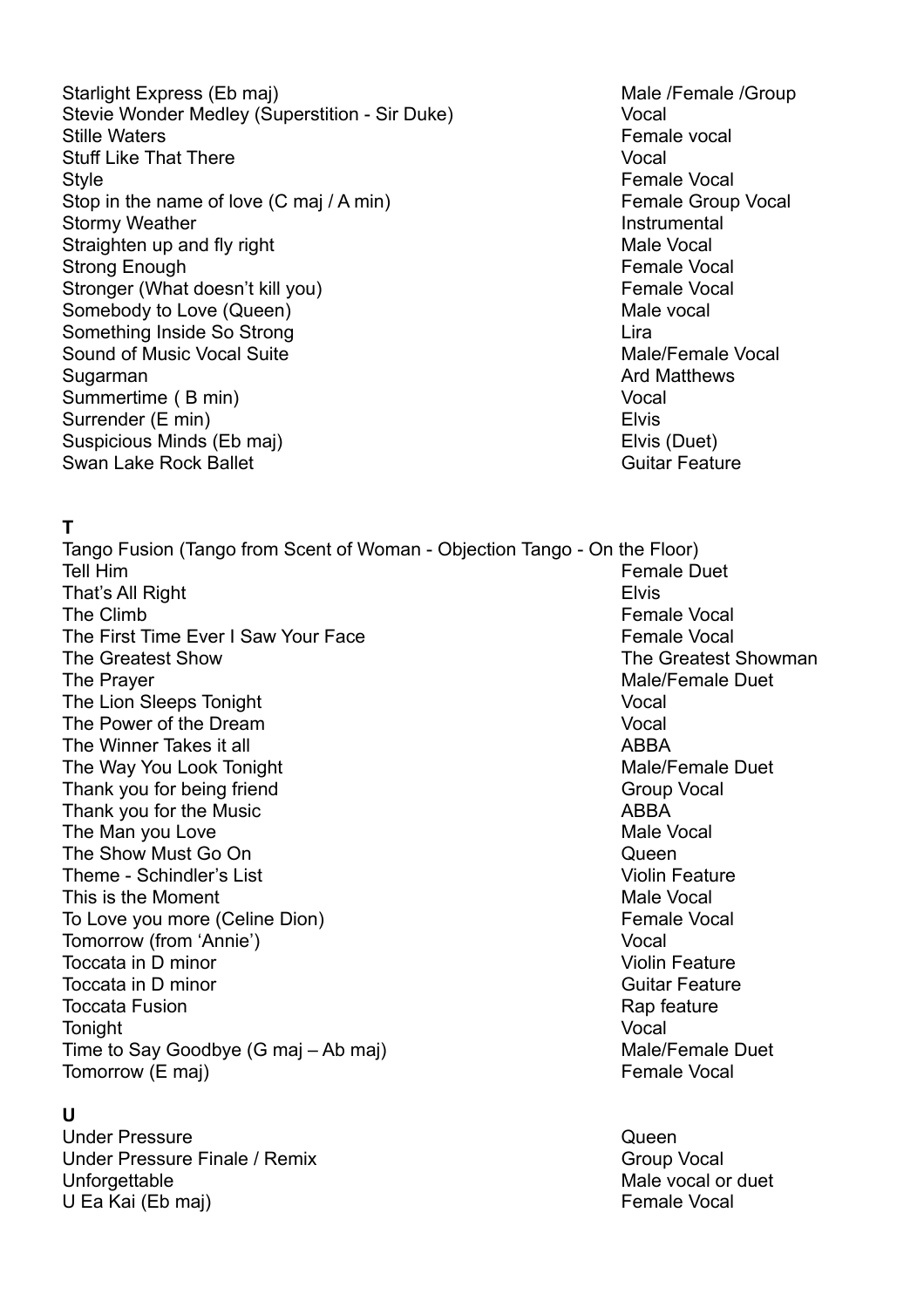| | |
|---|---|
| Starlight Express (Eb maj) | Male /Female /Group |
| Stevie Wonder Medley (Superstition - Sir Duke) | Vocal |
| Stille Waters | Female vocal |
| Stuff Like That There | Vocal |
| Style | Female Vocal |
| Stop in the name of love (C maj / A min) | Female Group Vocal |
| Stormy Weather | Instrumental |
| Straighten up and fly right | Male Vocal |
| Strong Enough | Female Vocal |
| Stronger (What doesn't kill you) | Female Vocal |
| Somebody to Love (Queen) | Male vocal |
| Something Inside So Strong | Lira |
| Sound of Music Vocal Suite | Male/Female Vocal |
| Sugarman | Ard Matthews |
| Summertime ( B min) | Vocal |
| Surrender (E min) | Elvis |
| Suspicious Minds (Eb maj) | Elvis (Duet) |
| Swan Lake Rock Ballet | Guitar Feature |

**T**

| | |
|---|---|
| Tango Fusion (Tango from Scent of Woman - Objection Tango - On the Floor) | |
| Tell Him | Female Duet |
| That's All Right | Elvis |
| The Climb | Female Vocal |
| The First Time Ever I Saw Your Face | Female Vocal |
| The Greatest Show | The Greatest Showman |
| The Prayer | Male/Female Duet |
| The Lion Sleeps Tonight | Vocal |
| The Power of the Dream | Vocal |
| The Winner Takes it all | ABBA |
| The Way You Look Tonight | Male/Female Duet |
| Thank you for being friend | Group Vocal |
| Thank you for the Music | ABBA |
| The Man you Love | Male Vocal |
| The Show Must Go On | Queen |
| Theme - Schindler's List | Violin Feature |
| This is the Moment | Male Vocal |
| To Love you more (Celine Dion) | Female Vocal |
| Tomorrow (from 'Annie') | Vocal |
| Toccata in D minor | Violin Feature |
| Toccata in D minor | Guitar Feature |
| Toccata Fusion | Rap feature |
| Tonight | Vocal |
| Time to Say Goodbye (G maj – Ab maj) | Male/Female Duet |
| Tomorrow (E maj) | Female Vocal |

**U**

| | |
|---|---|
| Under Pressure | Queen |
| Under Pressure Finale / Remix | Group Vocal |
| Unforgettable | Male vocal or duet |
| U Ea Kai (Eb maj) | Female Vocal |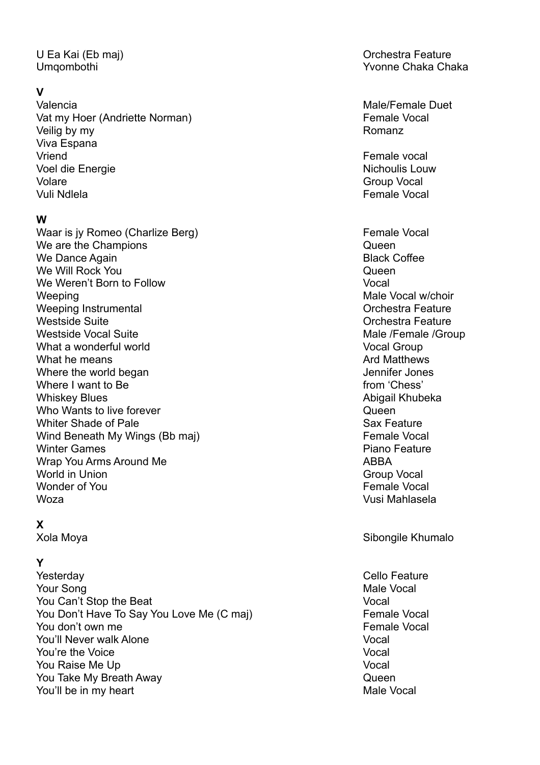| | |
|---|---|
| U Ea Kai (Eb maj) | Orchestra Feature |
| Umqombothi | Yvonne Chaka Chaka |

**V**

| | |
|---|---|
| Valencia | Male/Female Duet |
| Vat my Hoer (Andriette Norman) | Female Vocal |
| Veilig by my | Romanz |
| Viva Espana | |
| Vriend | Female vocal |
| Voel die Energie | Nichoulis Louw |
| Volare | Group Vocal |
| Vuli Ndlela | Female Vocal |

**W**

| | |
|---|---|
| Waar is jy Romeo (Charlize Berg) | Female Vocal |
| We are the Champions | Queen |
| We Dance Again | Black Coffee |
| We Will Rock You | Queen |
| We Weren't Born to Follow | Vocal |
| Weeping | Male Vocal w/choir |
| Weeping Instrumental | Orchestra Feature |
| Westside Suite | Orchestra Feature |
| Westside Vocal Suite | Male /Female /Group |
| What a wonderful world | Vocal Group |
| What he means | Ard Matthews |
| Where the world began | Jennifer Jones |
| Where I want to Be | from 'Chess' |
| Whiskey Blues | Abigail Khubeka |
| Who Wants to live forever | Queen |
| Whiter Shade of Pale | Sax Feature |
| Wind Beneath My Wings (Bb maj) | Female Vocal |
| Winter Games | Piano Feature |
| Wrap You Arms Around Me | ABBA |
| World in Union | Group Vocal |
| Wonder of You | Female Vocal |
| Woza | Vusi Mahlasela |

**X**

| | |
|---|---|
| Xola Moya | Sibongile Khumalo |

**Y**

| | |
|---|---|
| Yesterday | Cello Feature |
| Your Song | Male Vocal |
| You Can't Stop the Beat | Vocal |
| You Don't Have To Say You Love Me (C maj) | Female Vocal |
| You don't own me | Female Vocal |
| You'll Never walk Alone | Vocal |
| You're the Voice | Vocal |
| You Raise Me Up | Vocal |
| You Take My Breath Away | Queen |
| You'll be in my heart | Male Vocal |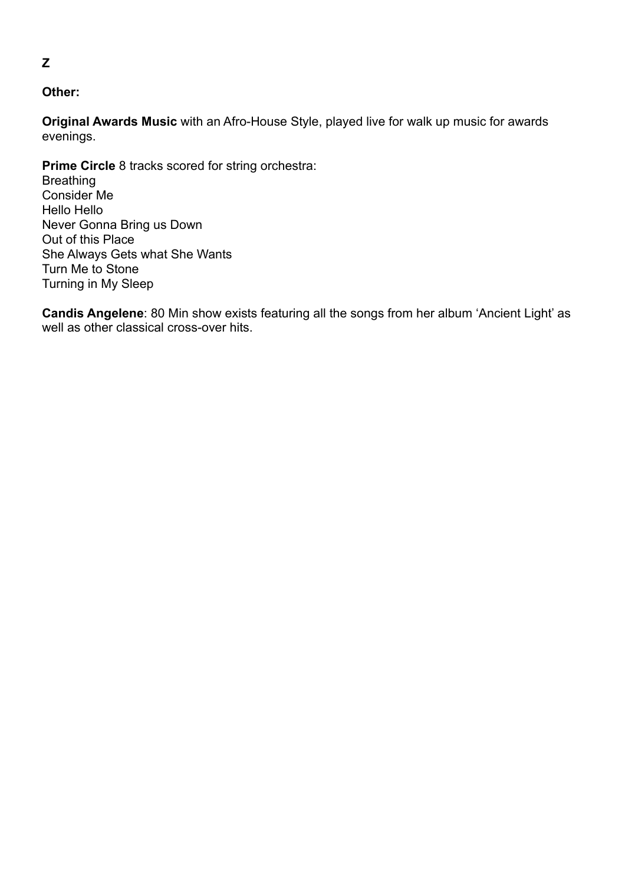**Z**

**Other:**

**Original Awards Music** with an Afro-House Style, played live for walk up music for awards evenings.

**Prime Circle** 8 tracks scored for string orchestra:
Breathing
Consider Me
Hello Hello
Never Gonna Bring us Down
Out of this Place
She Always Gets what She Wants
Turn Me to Stone
Turning in My Sleep

**Candis Angelene**: 80 Min show exists featuring all the songs from her album 'Ancient Light' as well as other classical cross-over hits.